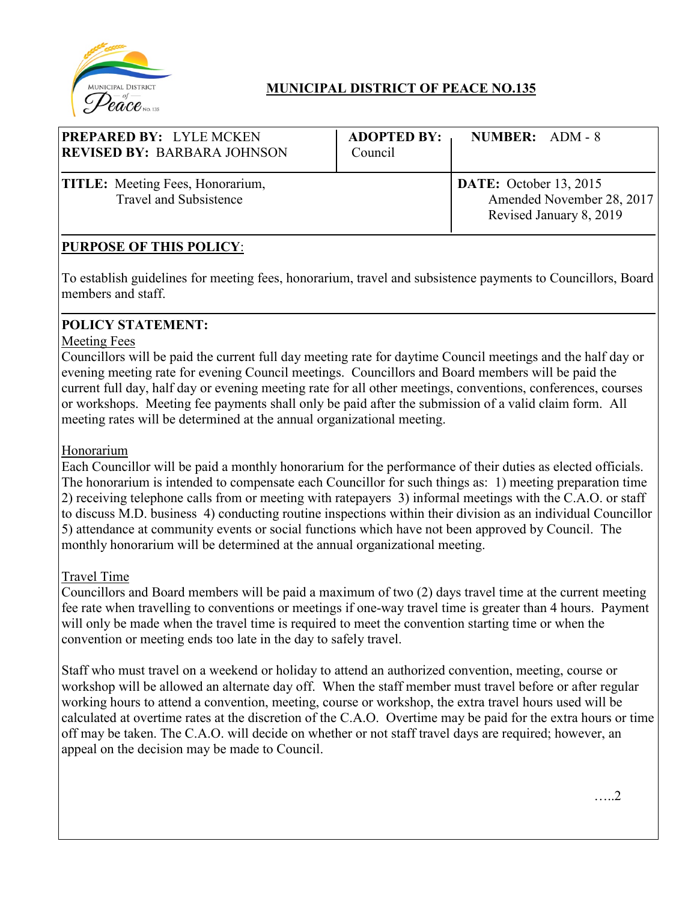# MUNICIPAL DISTRICT OF PEACE NO.135

| **PREPARED BY:** LYLE MCKEN<br>**REVISED BY:** BARBARA JOHNSON | **ADOPTED BY:**<br>Council | **NUMBER:** ADM - 8 |
|---|---|---|
| **TITLE:** Meeting Fees, Honorarium, Travel and Subsistence | | **DATE:** October 13, 2015<br>Amended November 28, 2017<br>Revised January 8, 2019 |

## PURPOSE OF THIS POLICY:

To establish guidelines for meeting fees, honorarium, travel and subsistence payments to Councillors, Board members and staff.

## POLICY STATEMENT:

### Meeting Fees

Councillors will be paid the current full day meeting rate for daytime Council meetings and the half day or evening meeting rate for evening Council meetings. Councillors and Board members will be paid the current full day, half day or evening meeting rate for all other meetings, conventions, conferences, courses or workshops. Meeting fee payments shall only be paid after the submission of a valid claim form. All meeting rates will be determined at the annual organizational meeting.

### Honorarium

Each Councillor will be paid a monthly honorarium for the performance of their duties as elected officials. The honorarium is intended to compensate each Councillor for such things as: 1) meeting preparation time 2) receiving telephone calls from or meeting with ratepayers 3) informal meetings with the C.A.O. or staff to discuss M.D. business 4) conducting routine inspections within their division as an individual Councillor 5) attendance at community events or social functions which have not been approved by Council. The monthly honorarium will be determined at the annual organizational meeting.

### Travel Time

Councillors and Board members will be paid a maximum of two (2) days travel time at the current meeting fee rate when travelling to conventions or meetings if one-way travel time is greater than 4 hours. Payment will only be made when the travel time is required to meet the convention starting time or when the convention or meeting ends too late in the day to safely travel.

Staff who must travel on a weekend or holiday to attend an authorized convention, meeting, course or workshop will be allowed an alternate day off. When the staff member must travel before or after regular working hours to attend a convention, meeting, course or workshop, the extra travel hours used will be calculated at overtime rates at the discretion of the C.A.O. Overtime may be paid for the extra hours or time off may be taken. The C.A.O. will decide on whether or not staff travel days are required; however, an appeal on the decision may be made to Council.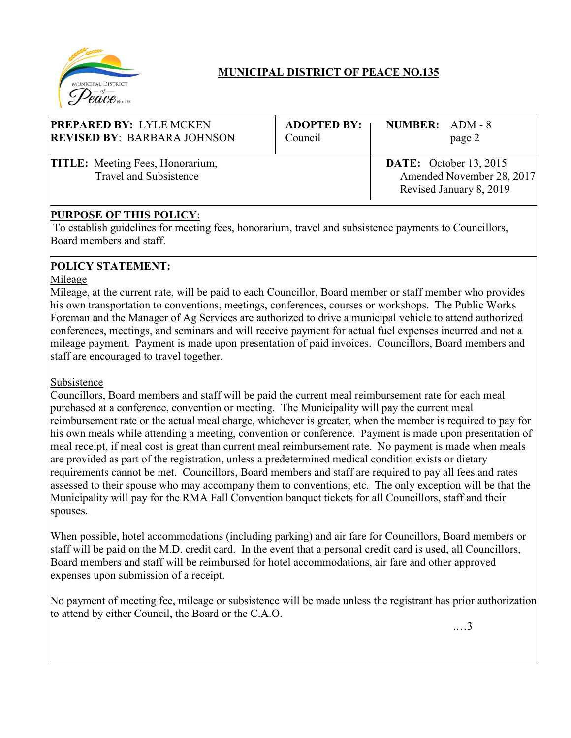## MUNICIPAL DISTRICT OF PEACE NO.135

| **PREPARED BY:** LYLE MCKEN<br>**REVISED BY**: BARBARA JOHNSON | **ADOPTED BY:**<br>Council | **NUMBER:** ADM - 8<br>page 2 |
|---|---|---|
| **TITLE:** Meeting Fees, Honorarium, Travel and Subsistence | | **DATE:** October 13, 2015<br>Amended November 28, 2017<br>Revised January 8, 2019 |

**PURPOSE OF THIS POLICY**:

To establish guidelines for meeting fees, honorarium, travel and subsistence payments to Councillors, Board members and staff.

**POLICY STATEMENT:**

Mileage

Mileage, at the current rate, will be paid to each Councillor, Board member or staff member who provides his own transportation to conventions, meetings, conferences, courses or workshops. The Public Works Foreman and the Manager of Ag Services are authorized to drive a municipal vehicle to attend authorized conferences, meetings, and seminars and will receive payment for actual fuel expenses incurred and not a mileage payment. Payment is made upon presentation of paid invoices. Councillors, Board members and staff are encouraged to travel together.

Subsistence

Councillors, Board members and staff will be paid the current meal reimbursement rate for each meal purchased at a conference, convention or meeting. The Municipality will pay the current meal reimbursement rate or the actual meal charge, whichever is greater, when the member is required to pay for his own meals while attending a meeting, convention or conference. Payment is made upon presentation of meal receipt, if meal cost is great than current meal reimbursement rate. No payment is made when meals are provided as part of the registration, unless a predetermined medical condition exists or dietary requirements cannot be met. Councillors, Board members and staff are required to pay all fees and rates assessed to their spouse who may accompany them to conventions, etc. The only exception will be that the Municipality will pay for the RMA Fall Convention banquet tickets for all Councillors, staff and their spouses.

When possible, hotel accommodations (including parking) and air fare for Councillors, Board members or staff will be paid on the M.D. credit card. In the event that a personal credit card is used, all Councillors, Board members and staff will be reimbursed for hotel accommodations, air fare and other approved expenses upon submission of a receipt.

No payment of meeting fee, mileage or subsistence will be made unless the registrant has prior authorization to attend by either Council, the Board or the C.A.O.

….3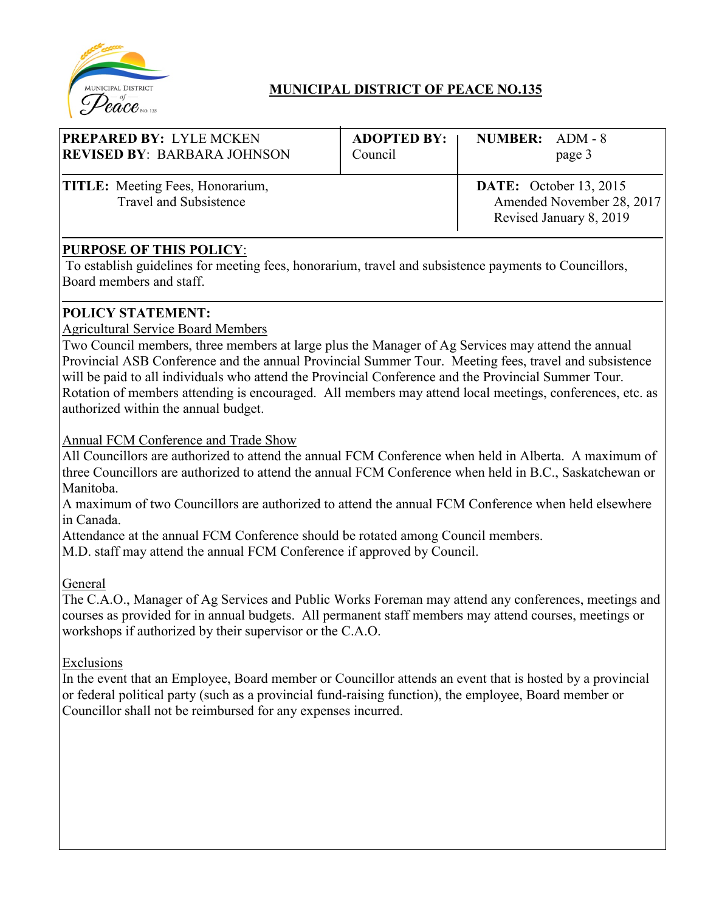## MUNICIPAL DISTRICT OF PEACE NO.135

| | | |
|---|---|---|
| **PREPARED BY:** LYLE MCKEN<br>**REVISED BY**: BARBARA JOHNSON | **ADOPTED BY:**<br>Council | **NUMBER:** ADM - 8<br>page 3 |
| **TITLE:** Meeting Fees, Honorarium, Travel and Subsistence | | **DATE:** October 13, 2015<br>Amended November 28, 2017<br>Revised January 8, 2019 |

**PURPOSE OF THIS POLICY**:

To establish guidelines for meeting fees, honorarium, travel and subsistence payments to Councillors, Board members and staff.

**POLICY STATEMENT:**

Agricultural Service Board Members

Two Council members, three members at large plus the Manager of Ag Services may attend the annual Provincial ASB Conference and the annual Provincial Summer Tour. Meeting fees, travel and subsistence will be paid to all individuals who attend the Provincial Conference and the Provincial Summer Tour. Rotation of members attending is encouraged. All members may attend local meetings, conferences, etc. as authorized within the annual budget.

Annual FCM Conference and Trade Show

All Councillors are authorized to attend the annual FCM Conference when held in Alberta. A maximum of three Councillors are authorized to attend the annual FCM Conference when held in B.C., Saskatchewan or Manitoba.

A maximum of two Councillors are authorized to attend the annual FCM Conference when held elsewhere in Canada.

Attendance at the annual FCM Conference should be rotated among Council members.

M.D. staff may attend the annual FCM Conference if approved by Council.

General

The C.A.O., Manager of Ag Services and Public Works Foreman may attend any conferences, meetings and courses as provided for in annual budgets. All permanent staff members may attend courses, meetings or workshops if authorized by their supervisor or the C.A.O.

Exclusions

In the event that an Employee, Board member or Councillor attends an event that is hosted by a provincial or federal political party (such as a provincial fund-raising function), the employee, Board member or Councillor shall not be reimbursed for any expenses incurred.